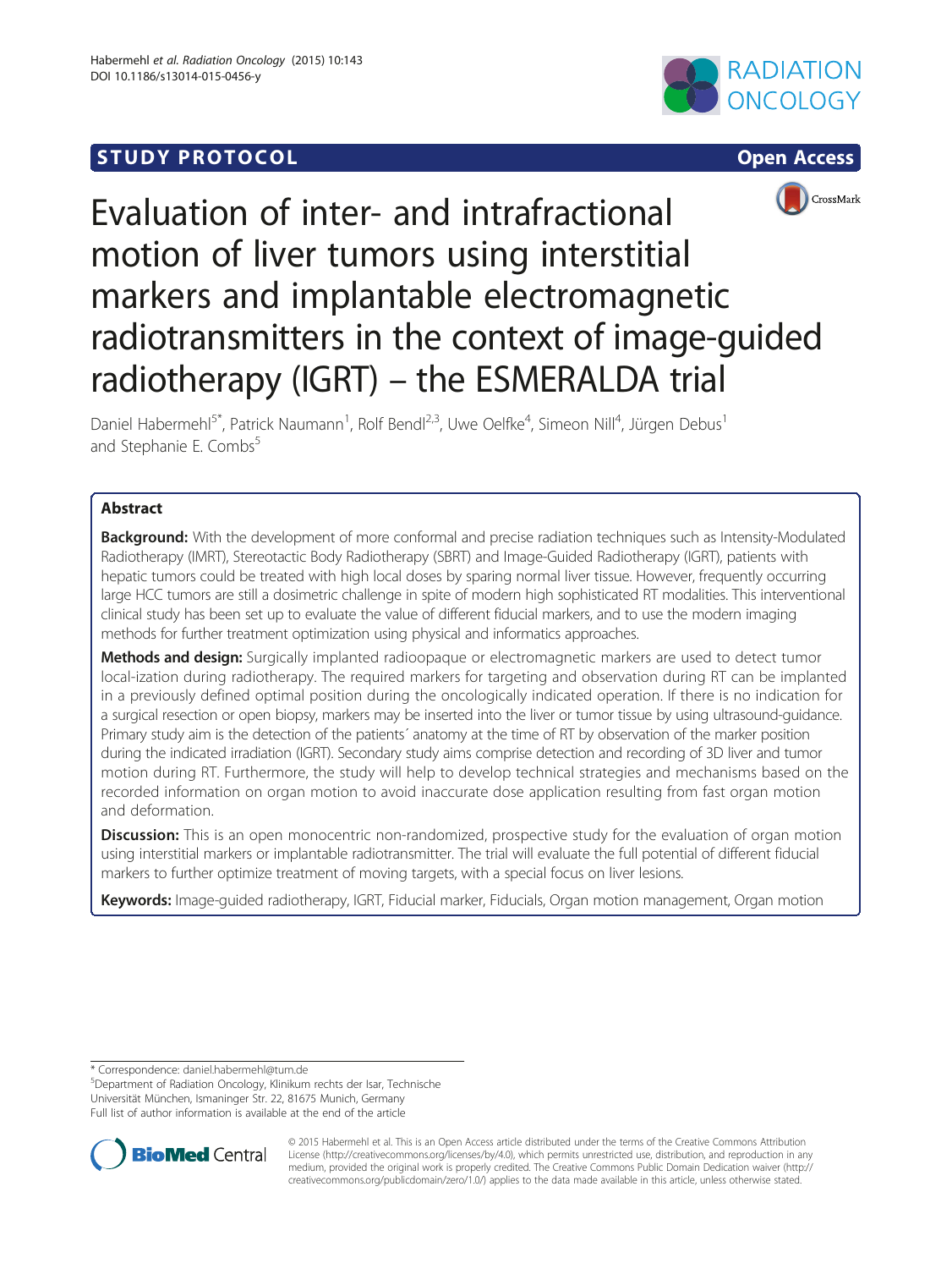STUDY PROTOCOL Open Access

# Evaluation of inter- and intrafractional motion of liver tumors using interstitial markers and implantable electromagnetic radiotransmitters in the context of image-guided radiotherapy (IGRT) – the ESMERALDA trial

Daniel Habermehl[5*], Patrick Naumann[1], Rolf Bendl[2,3], Uwe Oelfke[4], Simeon Nill[4], Jürgen Debus[1] and Stephanie E. Combs[5]

## Abstract

**Background:** With the development of more conformal and precise radiation techniques such as Intensity-Modulated Radiotherapy (IMRT), Stereotactic Body Radiotherapy (SBRT) and Image-Guided Radiotherapy (IGRT), patients with hepatic tumors could be treated with high local doses by sparing normal liver tissue. However, frequently occurring large HCC tumors are still a dosimetric challenge in spite of modern high sophisticated RT modalities. This interventional clinical study has been set up to evaluate the value of different fiducial markers, and to use the modern imaging methods for further treatment optimization using physical and informatics approaches.

**Methods and design:** Surgically implanted radioopaque or electromagnetic markers are used to detect tumor local-ization during radiotherapy. The required markers for targeting and observation during RT can be implanted in a previously defined optimal position during the oncologically indicated operation. If there is no indication for a surgical resection or open biopsy, markers may be inserted into the liver or tumor tissue by using ultrasound-guidance. Primary study aim is the detection of the patients´ anatomy at the time of RT by observation of the marker position during the indicated irradiation (IGRT). Secondary study aims comprise detection and recording of 3D liver and tumor motion during RT. Furthermore, the study will help to develop technical strategies and mechanisms based on the recorded information on organ motion to avoid inaccurate dose application resulting from fast organ motion and deformation.

**Discussion:** This is an open monocentric non-randomized, prospective study for the evaluation of organ motion using interstitial markers or implantable radiotransmitter. The trial will evaluate the full potential of different fiducial markers to further optimize treatment of moving targets, with a special focus on liver lesions.

**Keywords:** Image-guided radiotherapy, IGRT, Fiducial marker, Fiducials, Organ motion management, Organ motion

---

* Correspondence: daniel.habermehl@tum.de
[5]Department of Radiation Oncology, Klinikum rechts der Isar, Technische Universität München, Ismaninger Str. 22, 81675 Munich, Germany
Full list of author information is available at the end of the article

© 2015 Habermehl et al. This is an Open Access article distributed under the terms of the Creative Commons Attribution License (http://creativecommons.org/licenses/by/4.0), which permits unrestricted use, distribution, and reproduction in any medium, provided the original work is properly credited. The Creative Commons Public Domain Dedication waiver (http://creativecommons.org/publicdomain/zero/1.0/) applies to the data made available in this article, unless otherwise stated.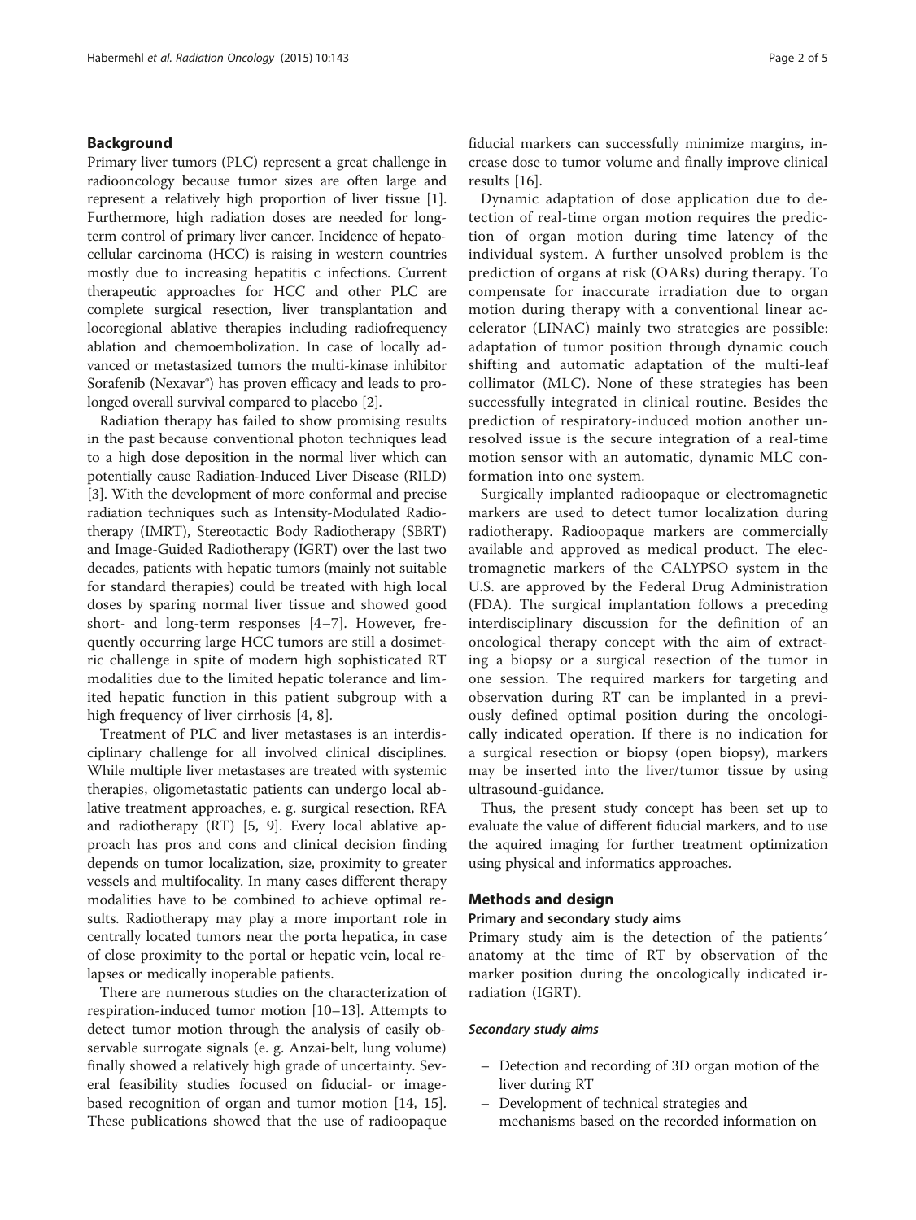## Background

Primary liver tumors (PLC) represent a great challenge in radiooncology because tumor sizes are often large and represent a relatively high proportion of liver tissue [1]. Furthermore, high radiation doses are needed for long-term control of primary liver cancer. Incidence of hepatocellular carcinoma (HCC) is raising in western countries mostly due to increasing hepatitis c infections. Current therapeutic approaches for HCC and other PLC are complete surgical resection, liver transplantation and locoregional ablative therapies including radiofrequency ablation and chemoembolization. In case of locally advanced or metastasized tumors the multi-kinase inhibitor Sorafenib (Nexavar®) has proven efficacy and leads to prolonged overall survival compared to placebo [2].

Radiation therapy has failed to show promising results in the past because conventional photon techniques lead to a high dose deposition in the normal liver which can potentially cause Radiation-Induced Liver Disease (RILD) [3]. With the development of more conformal and precise radiation techniques such as Intensity-Modulated Radiotherapy (IMRT), Stereotactic Body Radiotherapy (SBRT) and Image-Guided Radiotherapy (IGRT) over the last two decades, patients with hepatic tumors (mainly not suitable for standard therapies) could be treated with high local doses by sparing normal liver tissue and showed good short- and long-term responses [4–7]. However, frequently occurring large HCC tumors are still a dosimetric challenge in spite of modern high sophisticated RT modalities due to the limited hepatic tolerance and limited hepatic function in this patient subgroup with a high frequency of liver cirrhosis [4, 8].

Treatment of PLC and liver metastases is an interdisciplinary challenge for all involved clinical disciplines. While multiple liver metastases are treated with systemic therapies, oligometastatic patients can undergo local ablative treatment approaches, e. g. surgical resection, RFA and radiotherapy (RT) [5, 9]. Every local ablative approach has pros and cons and clinical decision finding depends on tumor localization, size, proximity to greater vessels and multifocality. In many cases different therapy modalities have to be combined to achieve optimal results. Radiotherapy may play a more important role in centrally located tumors near the porta hepatica, in case of close proximity to the portal or hepatic vein, local relapses or medically inoperable patients.

There are numerous studies on the characterization of respiration-induced tumor motion [10–13]. Attempts to detect tumor motion through the analysis of easily observable surrogate signals (e. g. Anzai-belt, lung volume) finally showed a relatively high grade of uncertainty. Several feasibility studies focused on fiducial- or image-based recognition of organ and tumor motion [14, 15]. These publications showed that the use of radioopaque fiducial markers can successfully minimize margins, increase dose to tumor volume and finally improve clinical results [16].

Dynamic adaptation of dose application due to detection of real-time organ motion requires the prediction of organ motion during time latency of the individual system. A further unsolved problem is the prediction of organs at risk (OARs) during therapy. To compensate for inaccurate irradiation due to organ motion during therapy with a conventional linear accelerator (LINAC) mainly two strategies are possible: adaptation of tumor position through dynamic couch shifting and automatic adaptation of the multi-leaf collimator (MLC). None of these strategies has been successfully integrated in clinical routine. Besides the prediction of respiratory-induced motion another unresolved issue is the secure integration of a real-time motion sensor with an automatic, dynamic MLC conformation into one system.

Surgically implanted radioopaque or electromagnetic markers are used to detect tumor localization during radiotherapy. Radioopaque markers are commercially available and approved as medical product. The electromagnetic markers of the CALYPSO system in the U.S. are approved by the Federal Drug Administration (FDA). The surgical implantation follows a preceding interdisciplinary discussion for the definition of an oncological therapy concept with the aim of extracting a biopsy or a surgical resection of the tumor in one session. The required markers for targeting and observation during RT can be implanted in a previously defined optimal position during the oncologically indicated operation. If there is no indication for a surgical resection or biopsy (open biopsy), markers may be inserted into the liver/tumor tissue by using ultrasound-guidance.

Thus, the present study concept has been set up to evaluate the value of different fiducial markers, and to use the aquired imaging for further treatment optimization using physical and informatics approaches.

## Methods and design

### Primary and secondary study aims

Primary study aim is the detection of the patients´ anatomy at the time of RT by observation of the marker position during the oncologically indicated irradiation (IGRT).

#### *Secondary study aims*

- Detection and recording of 3D organ motion of the liver during RT
- Development of technical strategies and mechanisms based on the recorded information on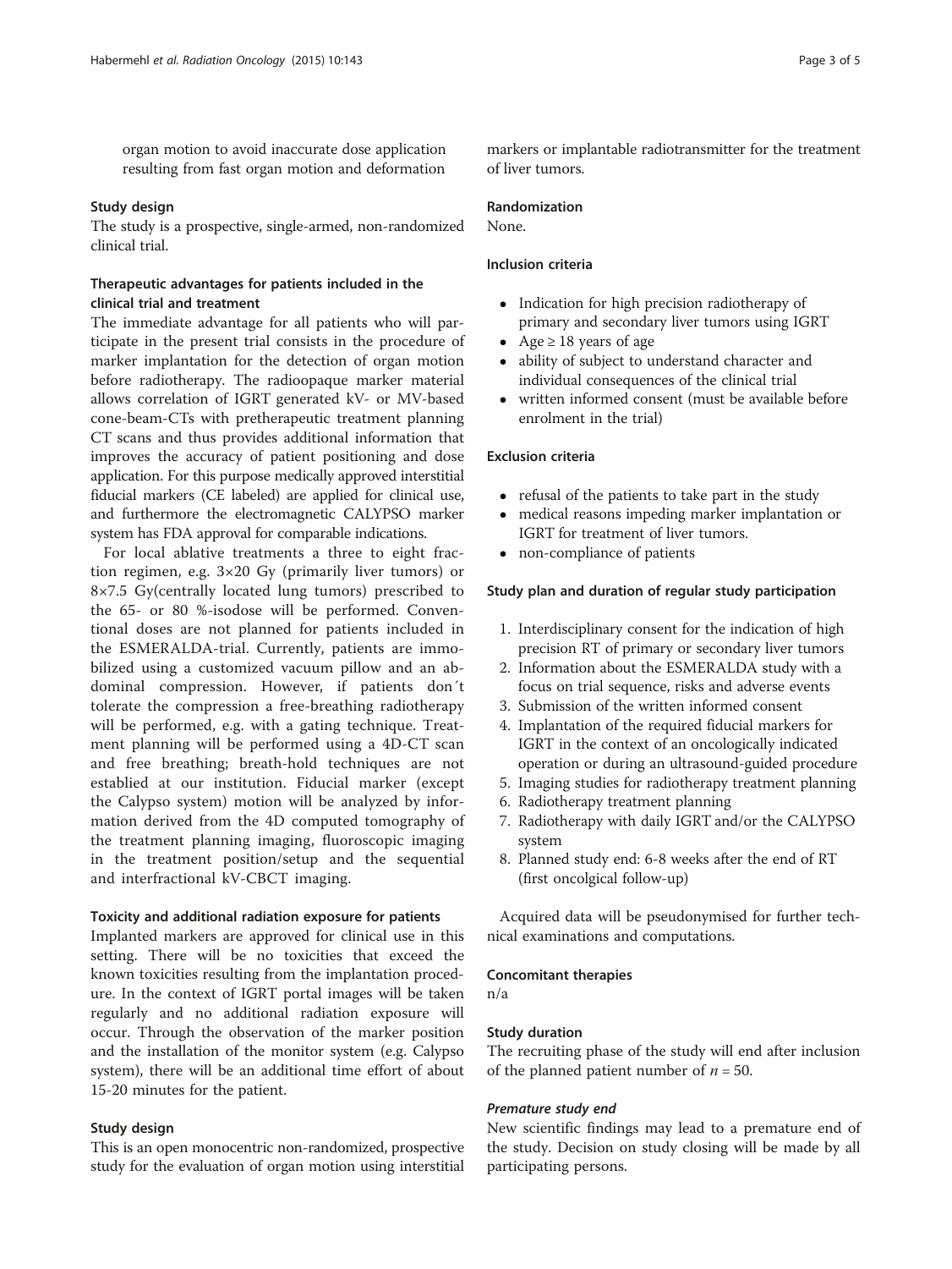organ motion to avoid inaccurate dose application resulting from fast organ motion and deformation

### Study design

The study is a prospective, single-armed, non-randomized clinical trial.

### Therapeutic advantages for patients included in the clinical trial and treatment

The immediate advantage for all patients who will participate in the present trial consists in the procedure of marker implantation for the detection of organ motion before radiotherapy. The radioopaque marker material allows correlation of IGRT generated kV- or MV-based cone-beam-CTs with pretherapeutic treatment planning CT scans and thus provides additional information that improves the accuracy of patient positioning and dose application. For this purpose medically approved interstitial fiducial markers (CE labeled) are applied for clinical use, and furthermore the electromagnetic CALYPSO marker system has FDA approval for comparable indications.

For local ablative treatments a three to eight fraction regimen, e.g. 3×20 Gy (primarily liver tumors) or 8×7.5 Gy(centrally located lung tumors) prescribed to the 65- or 80 %-isodose will be performed. Conventional doses are not planned for patients included in the ESMERALDA-trial. Currently, patients are immobilized using a customized vacuum pillow and an abdominal compression. However, if patients don´t tolerate the compression a free-breathing radiotherapy will be performed, e.g. with a gating technique. Treatment planning will be performed using a 4D-CT scan and free breathing; breath-hold techniques are not establied at our institution. Fiducial marker (except the Calypso system) motion will be analyzed by information derived from the 4D computed tomography of the treatment planning imaging, fluoroscopic imaging in the treatment position/setup and the sequential and interfractional kV-CBCT imaging.

#### Toxicity and additional radiation exposure for patients

Implanted markers are approved for clinical use in this setting. There will be no toxicities that exceed the known toxicities resulting from the implantation procedure. In the context of IGRT portal images will be taken regularly and no additional radiation exposure will occur. Through the observation of the marker position and the installation of the monitor system (e.g. Calypso system), there will be an additional time effort of about 15-20 minutes for the patient.

### Study design

This is an open monocentric non-randomized, prospective study for the evaluation of organ motion using interstitial markers or implantable radiotransmitter for the treatment of liver tumors.

### Randomization

None.

### Inclusion criteria

- Indication for high precision radiotherapy of primary and secondary liver tumors using IGRT
- Age ≥ 18 years of age
- ability of subject to understand character and individual consequences of the clinical trial
- written informed consent (must be available before enrolment in the trial)

### Exclusion criteria

- refusal of the patients to take part in the study
- medical reasons impeding marker implantation or IGRT for treatment of liver tumors.
- non-compliance of patients

### Study plan and duration of regular study participation

1. Interdisciplinary consent for the indication of high precision RT of primary or secondary liver tumors
2. Information about the ESMERALDA study with a focus on trial sequence, risks and adverse events
3. Submission of the written informed consent
4. Implantation of the required fiducial markers for IGRT in the context of an oncologically indicated operation or during an ultrasound-guided procedure
5. Imaging studies for radiotherapy treatment planning
6. Radiotherapy treatment planning
7. Radiotherapy with daily IGRT and/or the CALYPSO system
8. Planned study end: 6-8 weeks after the end of RT (first oncolgical follow-up)

Acquired data will be pseudonymised for further technical examinations and computations.

### Concomitant therapies

n/a

### Study duration

The recruiting phase of the study will end after inclusion of the planned patient number of $n = 50$.

#### *Premature study end*

New scientific findings may lead to a premature end of the study. Decision on study closing will be made by all participating persons.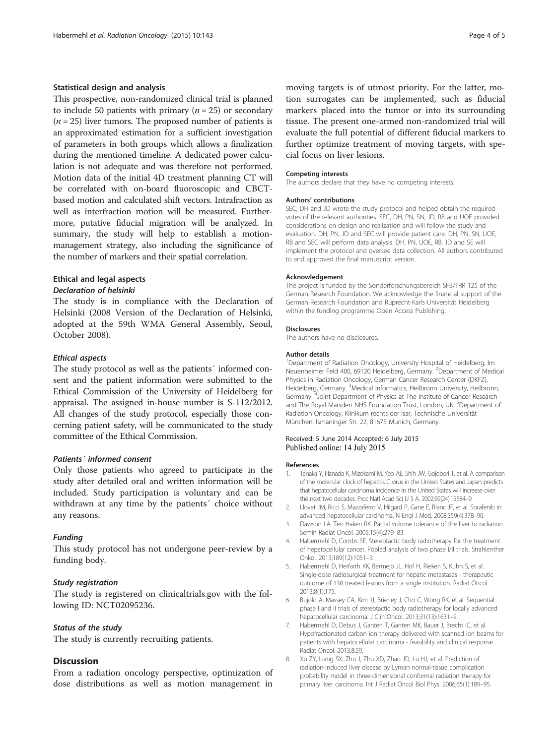### Statistical design and analysis

This prospective, non-randomized clinical trial is planned to include 50 patients with primary ($n = 25$) or secondary ($n = 25$) liver tumors. The proposed number of patients is an approximated estimation for a sufficient investigation of parameters in both groups which allows a finalization during the mentioned timeline. A dedicated power calculation is not adequate and was therefore not performed. Motion data of the initial 4D treatment planning CT will be correlated with on-board fluoroscopic and CBCT-based motion and calculated shift vectors. Intrafraction as well as interfraction motion will be measured. Furthermore, putative fiducial migration will be analyzed. In summary, the study will help to establish a motion-management strategy, also including the significance of the number of markers and their spatial correlation.

### Ethical and legal aspects

#### *Declaration of helsinki*

The study is in compliance with the Declaration of Helsinki (2008 Version of the Declaration of Helsinki, adopted at the 59th WMA General Assembly, Seoul, October 2008).

#### *Ethical aspects*

The study protocol as well as the patients´ informed consent and the patient information were submitted to the Ethical Commission of the University of Heidelberg for appraisal. The assigned in-house number is S-112/2012. All changes of the study protocol, especially those concerning patient safety, will be communicated to the study committee of the Ethical Commission.

#### *Patients´ informed consent*

Only those patients who agreed to participate in the study after detailed oral and written information will be included. Study participation is voluntary and can be withdrawn at any time by the patients´ choice without any reasons.

#### *Funding*

This study protocol has not undergone peer-review by a funding body.

#### *Study registration*

The study is registered on clinicaltrials.gov with the following ID: NCT02095236.

#### *Status of the study*

The study is currently recruiting patients.

## Discussion

From a radiation oncology perspective, optimization of dose distributions as well as motion management in moving targets is of utmost priority. For the latter, motion surrogates can be implemented, such as fiducial markers placed into the tumor or into its surrounding tissue. The present one-armed non-randomized trial will evaluate the full potential of different fiducial markers to further optimize treatment of moving targets, with special focus on liver lesions.

#### Competing interests

The authors declare that they have no competing interests.

#### Authors' contributions

SEC, DH and JD wrote the study protocol and helped obtain the required votes of the relevant authorities. SEC, DH, PN, SN, JD, RB and UOE provided considerations on design and realization and will follow the study and evaluation. DH, PN, JD and SEC will provide patient care. DH, PN, SN, UOE, RB and SEC will perform data analysis. DH, PN, UOE, RB, JD and SE will implement the protocol and oversee data collection. All authors contributed to and approved the final manuscript version.

#### Acknowledgement

The project is funded by the Sonderforschungsbereich SFB/TRR 125 of the German Research Foundation. We acknowledge the financial support of the German Research Foundation and Ruprecht-Karls-Universität Heidelberg within the funding programme Open Access Publishing.

#### Disclosures

The authors have no disclosures.

#### Author details

[1]Department of Radiation Oncology, University Hospital of Heidelberg, Im Neuenheimer Feld 400, 69120 Heidelberg, Germany. [2]Department of Medical Physics in Radiation Oncology, German Cancer Research Center (DKFZ), Heidelberg, Germany. [3]Medical Informatics, Heilbronn University, Heilbronn, Germany. [4]Joint Department of Physics at The Institute of Cancer Research and The Royal Marsden NHS Foundation Trust, London, UK. [5]Department of Radiation Oncology, Klinikum rechts der Isar, Technische Universität München, Ismaninger Str. 22, 81675 Munich, Germany.

Received: 5 June 2014 Accepted: 6 July 2015
Published online: 14 July 2015

#### References

1. Tanaka Y, Hanada K, Mizokami M, Yeo AE, Shih JW, Gojobori T, et al. A comparison of the molecular clock of hepatitis C virus in the United States and Japan predicts that hepatocellular carcinoma incidence in the United States will increase over the next two decades. Proc Natl Acad Sci U S A. 2002;99(24):15584–9.
2. Llovet JM, Ricci S, Mazzaferro V, Hilgard P, Gane E, Blanc JF, et al. Sorafenib in advanced hepatocellular carcinoma. N Engl J Med. 2008;359(4):378–90.
3. Dawson LA, Ten Haken RK. Partial volume tolerance of the liver to radiation. Semin Radiat Oncol. 2005;15(4):279–83.
4. Habermehl D, Combs SE. Stereotactic body radiotherapy for the treatment of hepatocellular cancer. Pooled analysis of two phase I/II trials. Strahlenther Onkol. 2013;189(12):1051–3.
5. Habermehl D, Herfarth KK, Bermejo JL, Hof H, Rieken S, Kuhn S, et al. Single-dose radiosurgical treatment for hepatic metastases - therapeutic outcome of 138 treated lesions from a single institution. Radiat Oncol. 2013;8(1):175.
6. Bujold A, Massey CA, Kim JJ, Brierley J, Cho C, Wong RK, et al. Sequential phase I and II trials of stereotactic body radiotherapy for locally advanced hepatocellular carcinoma. J Clin Oncol. 2013;31(13):1631–9.
7. Habermehl D, Debus J, Ganten T, Ganten MK, Bauer J, Brecht IC, et al. Hypofractionated carbon ion therapy delivered with scanned ion beams for patients with hepatocellular carcinoma - feasibility and clinical response. Radiat Oncol. 2013;8:59.
8. Xu ZY, Liang SX, Zhu J, Zhu XD, Zhao JD, Lu HJ, et al. Prediction of radiation-induced liver disease by Lyman normal-tissue complication probability model in three-dimensional conformal radiation therapy for primary liver carcinoma. Int J Radiat Oncol Biol Phys. 2006;65(1):189–95.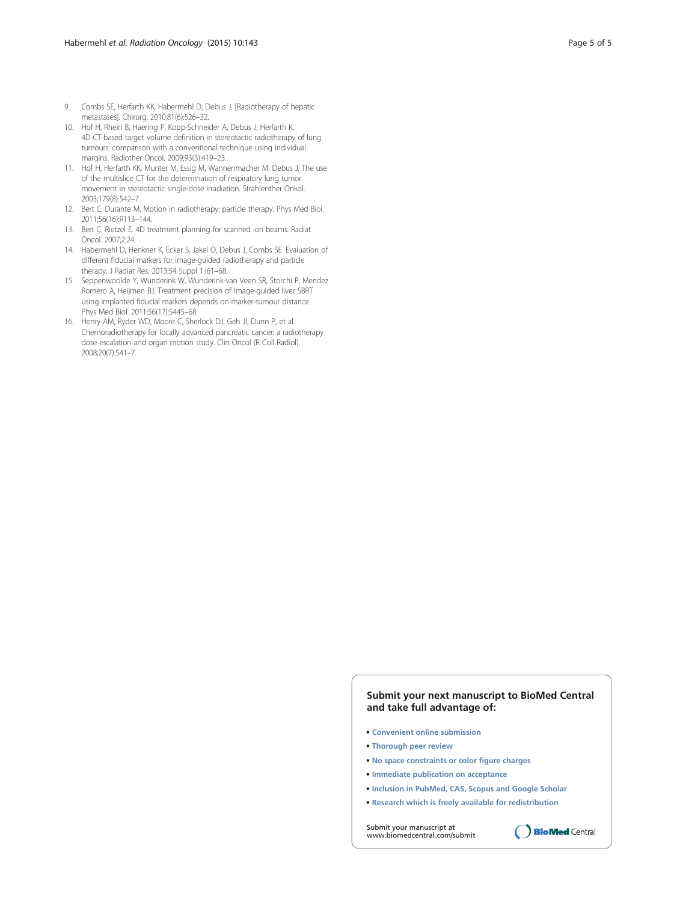9. Combs SE, Herfarth KK, Habermehl D, Debus J. [Radiotherapy of hepatic metastases]. Chirurg. 2010;81(6):526–32.
10. Hof H, Rhein B, Haering P, Kopp-Schneider A, Debus J, Herfarth K. 4D-CT-based target volume definition in stereotactic radiotherapy of lung tumours: comparison with a conventional technique using individual margins. Radiother Oncol. 2009;93(3):419–23.
11. Hof H, Herfarth KK, Munter M, Essig M, Wannenmacher M, Debus J. The use of the multislice CT for the determination of respiratory lung tumor movement in stereotactic single-dose irradiation. Strahlenther Onkol. 2003;179(8):542–7.
12. Bert C, Durante M. Motion in radiotherapy: particle therapy. Phys Med Biol. 2011;56(16):R113–144.
13. Bert C, Rietzel E. 4D treatment planning for scanned ion beams. Radiat Oncol. 2007;2:24.
14. Habermehl D, Henkner K, Ecker S, Jakel O, Debus J, Combs SE. Evaluation of different fiducial markers for image-guided radiotherapy and particle therapy. J Radiat Res. 2013;54 Suppl 1:i61–68.
15. Seppenwoolde Y, Wunderink W, Wunderink-van Veen SR, Storchi P, Mendez Romero A, Heijmen BJ. Treatment precision of image-guided liver SBRT using implanted fiducial markers depends on marker-tumour distance. Phys Med Biol. 2011;56(17):5445–68.
16. Henry AM, Ryder WD, Moore C, Sherlock DJ, Geh JI, Dunn P, et al. Chemoradiotherapy for locally advanced pancreatic cancer: a radiotherapy dose escalation and organ motion study. Clin Oncol (R Coll Radiol). 2008;20(7):541–7.

**Submit your next manuscript to BioMed Central and take full advantage of:**

- **Convenient online submission**
- **Thorough peer review**
- **No space constraints or color figure charges**
- **Immediate publication on acceptance**
- **Inclusion in PubMed, CAS, Scopus and Google Scholar**
- **Research which is freely available for redistribution**

Submit your manuscript at
www.biomedcentral.com/submit

BioMed Central